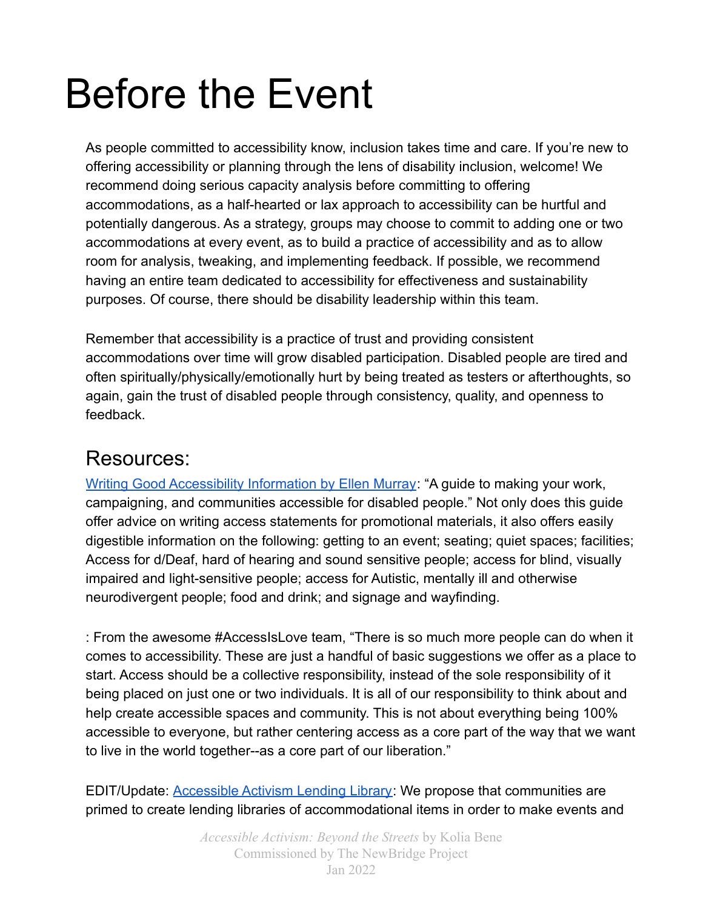# Before the Event

As people committed to accessibility know, inclusion takes time and care. If you're new to offering accessibility or planning through the lens of disability inclusion, welcome! We recommend doing serious capacity analysis before committing to offering accommodations, as a half-hearted or lax approach to accessibility can be hurtful and potentially dangerous. As a strategy, groups may choose to commit to adding one or two accommodations at every event, as to build a practice of accessibility and as to allow room for analysis, tweaking, and implementing feedback. If possible, we recommend having an entire team dedicated to accessibility for effectiveness and sustainability purposes. Of course, there should be disability leadership within this team.

Remember that accessibility is a practice of trust and providing consistent accommodations over time will grow disabled participation. Disabled people are tired and often spiritually/physically/emotionally hurt by being treated as testers or afterthoughts, so again, gain the trust of disabled people through consistency, quality, and openness to feedback.

## Resources:

Writing Good Accessibility Information by Ellen Murray: "A guide to making your work, campaigning, and communities accessible for disabled people." Not only does this guide offer advice on writing access statements for promotional materials, it also offers easily digestible information on the following: getting to an event; seating; quiet spaces; facilities; Access for d/Deaf, hard of hearing and sound sensitive people; access for blind, visually impaired and light-sensitive people; access for Autistic, mentally ill and otherwise neurodivergent people; food and drink; and signage and wayfinding.

: From the awesome #AccessIsLove team, "There is so much more people can do when it comes to accessibility. These are just a handful of basic suggestions we offer as a place to start. Access should be a collective responsibility, instead of the sole responsibility of it being placed on just one or two individuals. It is all of our responsibility to think about and help create accessible spaces and community. This is not about everything being 100% accessible to everyone, but rather centering access as a core part of the way that we want to live in the world together--as a core part of our liberation."

EDIT/Update: Accessible Activism Lending Library: We propose that communities are primed to create lending libraries of accommodational items in order to make events and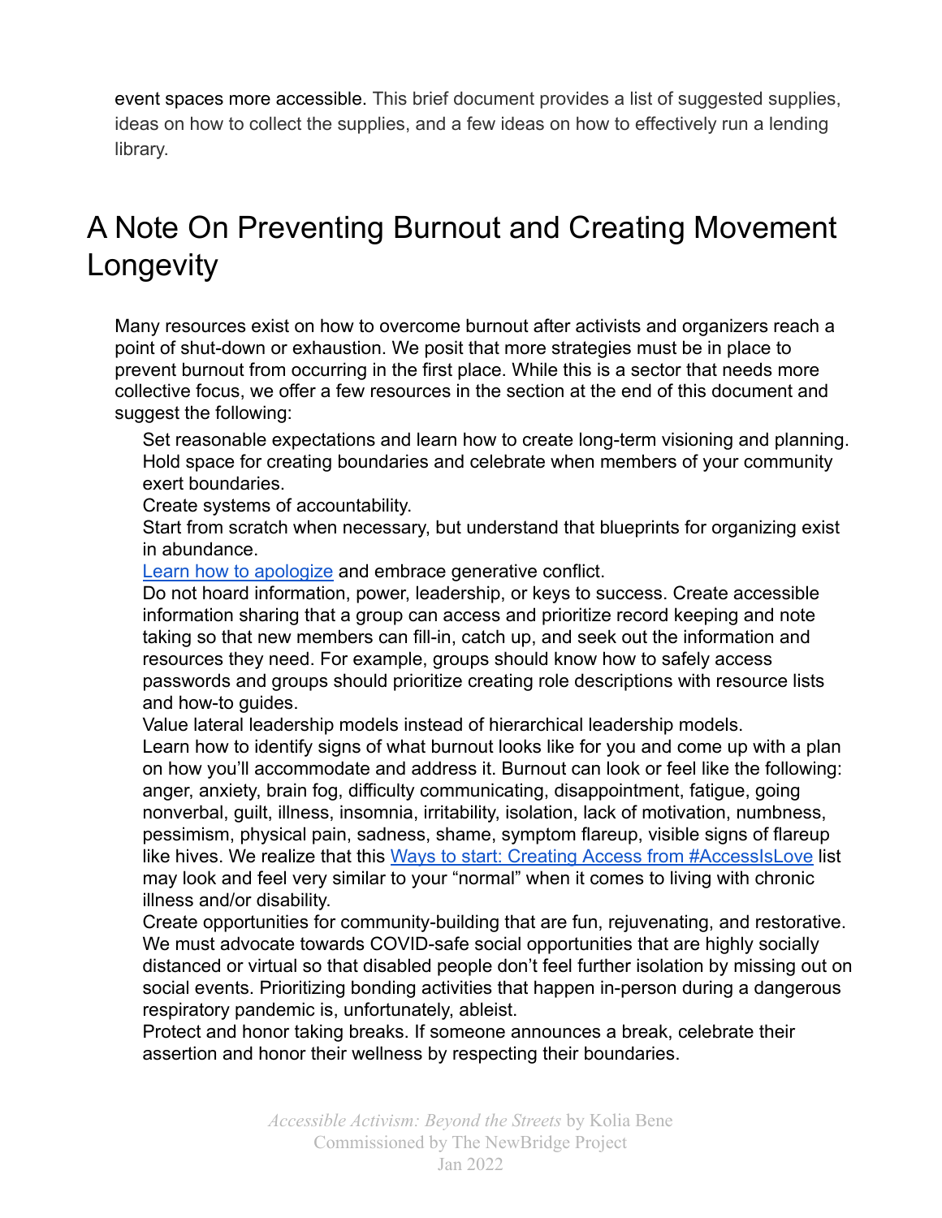event spaces more accessible. This brief document provides a list of suggested supplies, ideas on how to collect the supplies, and a few ideas on how to effectively run a lending library.

# A Note On Preventing Burnout and Creating Movement Longevity

Many resources exist on how to overcome burnout after activists and organizers reach a point of shut-down or exhaustion. We posit that more strategies must be in place to prevent burnout from occurring in the first place. While this is a sector that needs more collective focus, we offer a few resources in the section at the end of this document and suggest the following:

- Set reasonable expectations and learn how to create long-term visioning and planning.
- Hold space for creating boundaries and celebrate when members of your community exert boundaries.
- Create systems of accountability.
- Start from scratch when necessary, but understand that blueprints for organizing exist in abundance.
- [Learn how to apologize]() and embrace generative conflict.
- Do not hoard information, power, leadership, or keys to success. Create accessible information sharing that a group can access and prioritize record keeping and note taking so that new members can fill-in, catch up, and seek out the information and resources they need. For example, groups should know how to safely access passwords and groups should prioritize creating role descriptions with resource lists and how-to guides.
- Value lateral leadership models instead of hierarchical leadership models.
- Learn how to identify signs of what burnout looks like for you and come up with a plan on how you'll accommodate and address it. Burnout can look or feel like the following: anger, anxiety, brain fog, difficulty communicating, disappointment, fatigue, going nonverbal, guilt, illness, insomnia, irritability, isolation, lack of motivation, numbness, pessimism, physical pain, sadness, shame, symptom flareup, visible signs of flareup like hives. We realize that this [Ways to start: Creating Access from #AccessIsLove]() list may look and feel very similar to your "normal" when it comes to living with chronic illness and/or disability.
- Create opportunities for community-building that are fun, rejuvenating, and restorative. We must advocate towards COVID-safe social opportunities that are highly socially distanced or virtual so that disabled people don't feel further isolation by missing out on social events. Prioritizing bonding activities that happen in-person during a dangerous respiratory pandemic is, unfortunately, ableist.
- Protect and honor taking breaks. If someone announces a break, celebrate their assertion and honor their wellness by respecting their boundaries.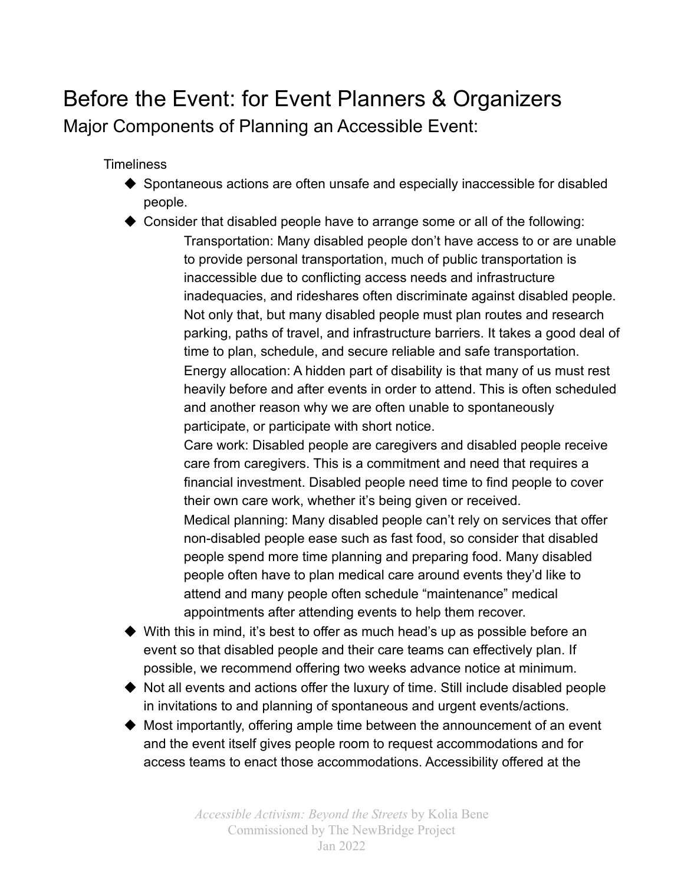# Before the Event: for Event Planners & Organizers

## Major Components of Planning an Accessible Event:

Timeliness

- Spontaneous actions are often unsafe and especially inaccessible for disabled people.
- Consider that disabled people have to arrange some or all of the following:

  Transportation: Many disabled people don't have access to or are unable to provide personal transportation, much of public transportation is inaccessible due to conflicting access needs and infrastructure inadequacies, and rideshares often discriminate against disabled people. Not only that, but many disabled people must plan routes and research parking, paths of travel, and infrastructure barriers. It takes a good deal of time to plan, schedule, and secure reliable and safe transportation.

  Energy allocation: A hidden part of disability is that many of us must rest heavily before and after events in order to attend. This is often scheduled and another reason why we are often unable to spontaneously participate, or participate with short notice.

  Care work: Disabled people are caregivers and disabled people receive care from caregivers. This is a commitment and need that requires a financial investment. Disabled people need time to find people to cover their own care work, whether it's being given or received.

  Medical planning: Many disabled people can't rely on services that offer non-disabled people ease such as fast food, so consider that disabled people spend more time planning and preparing food. Many disabled people often have to plan medical care around events they'd like to attend and many people often schedule "maintenance" medical appointments after attending events to help them recover.

- With this in mind, it's best to offer as much head's up as possible before an event so that disabled people and their care teams can effectively plan. If possible, we recommend offering two weeks advance notice at minimum.
- Not all events and actions offer the luxury of time. Still include disabled people in invitations to and planning of spontaneous and urgent events/actions.
- Most importantly, offering ample time between the announcement of an event and the event itself gives people room to request accommodations and for access teams to enact those accommodations. Accessibility offered at the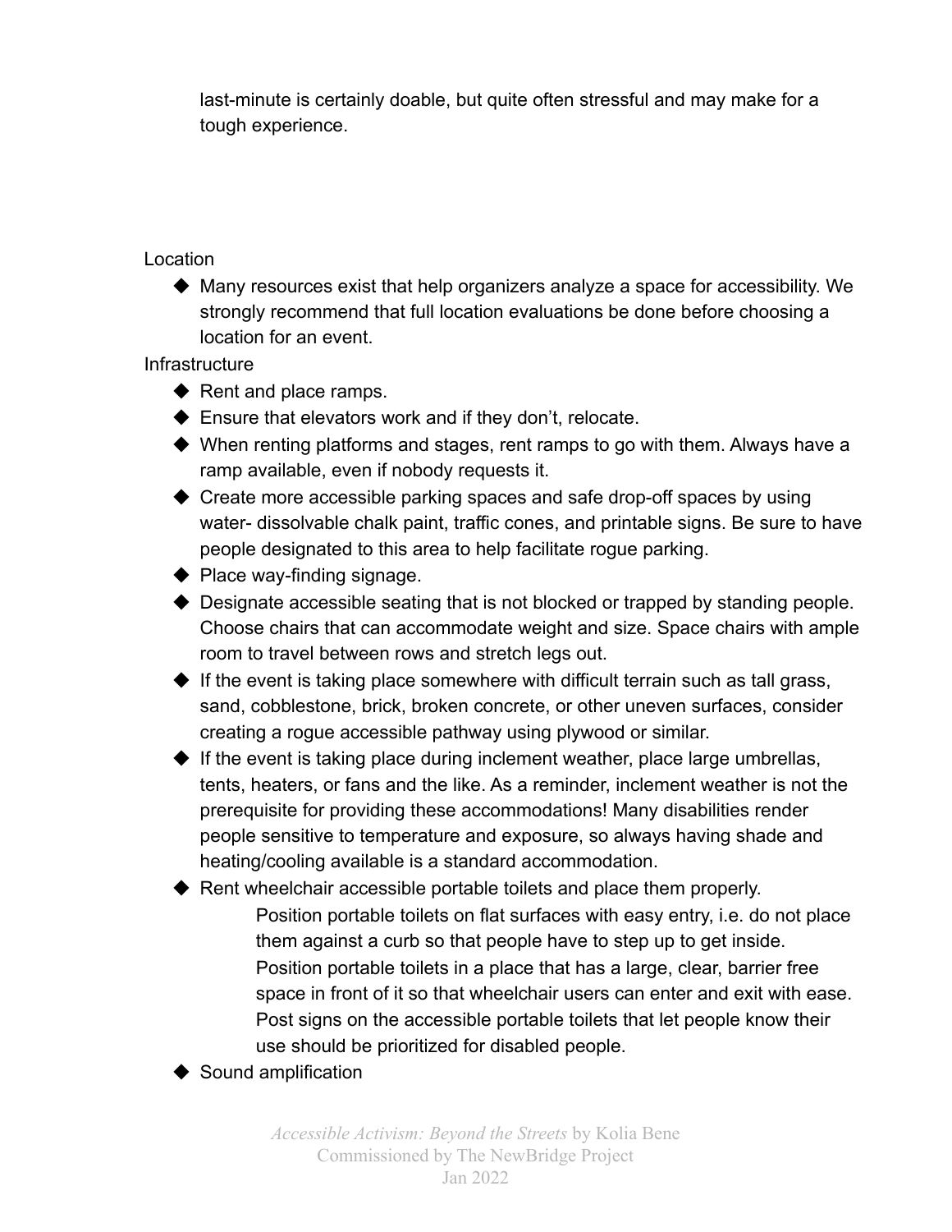last-minute is certainly doable, but quite often stressful and may make for a tough experience.

Location

- Many resources exist that help organizers analyze a space for accessibility. We strongly recommend that full location evaluations be done before choosing a location for an event.

Infrastructure

- Rent and place ramps.
- Ensure that elevators work and if they don't, relocate.
- When renting platforms and stages, rent ramps to go with them. Always have a ramp available, even if nobody requests it.
- Create more accessible parking spaces and safe drop-off spaces by using water- dissolvable chalk paint, traffic cones, and printable signs. Be sure to have people designated to this area to help facilitate rogue parking.
- Place way-finding signage.
- Designate accessible seating that is not blocked or trapped by standing people. Choose chairs that can accommodate weight and size. Space chairs with ample room to travel between rows and stretch legs out.
- If the event is taking place somewhere with difficult terrain such as tall grass, sand, cobblestone, brick, broken concrete, or other uneven surfaces, consider creating a rogue accessible pathway using plywood or similar.
- If the event is taking place during inclement weather, place large umbrellas, tents, heaters, or fans and the like. As a reminder, inclement weather is not the prerequisite for providing these accommodations! Many disabilities render people sensitive to temperature and exposure, so always having shade and heating/cooling available is a standard accommodation.
- Rent wheelchair accessible portable toilets and place them properly.
  - Position portable toilets on flat surfaces with easy entry, i.e. do not place them against a curb so that people have to step up to get inside.
  - Position portable toilets in a place that has a large, clear, barrier free space in front of it so that wheelchair users can enter and exit with ease.
  - Post signs on the accessible portable toilets that let people know their use should be prioritized for disabled people.
- Sound amplification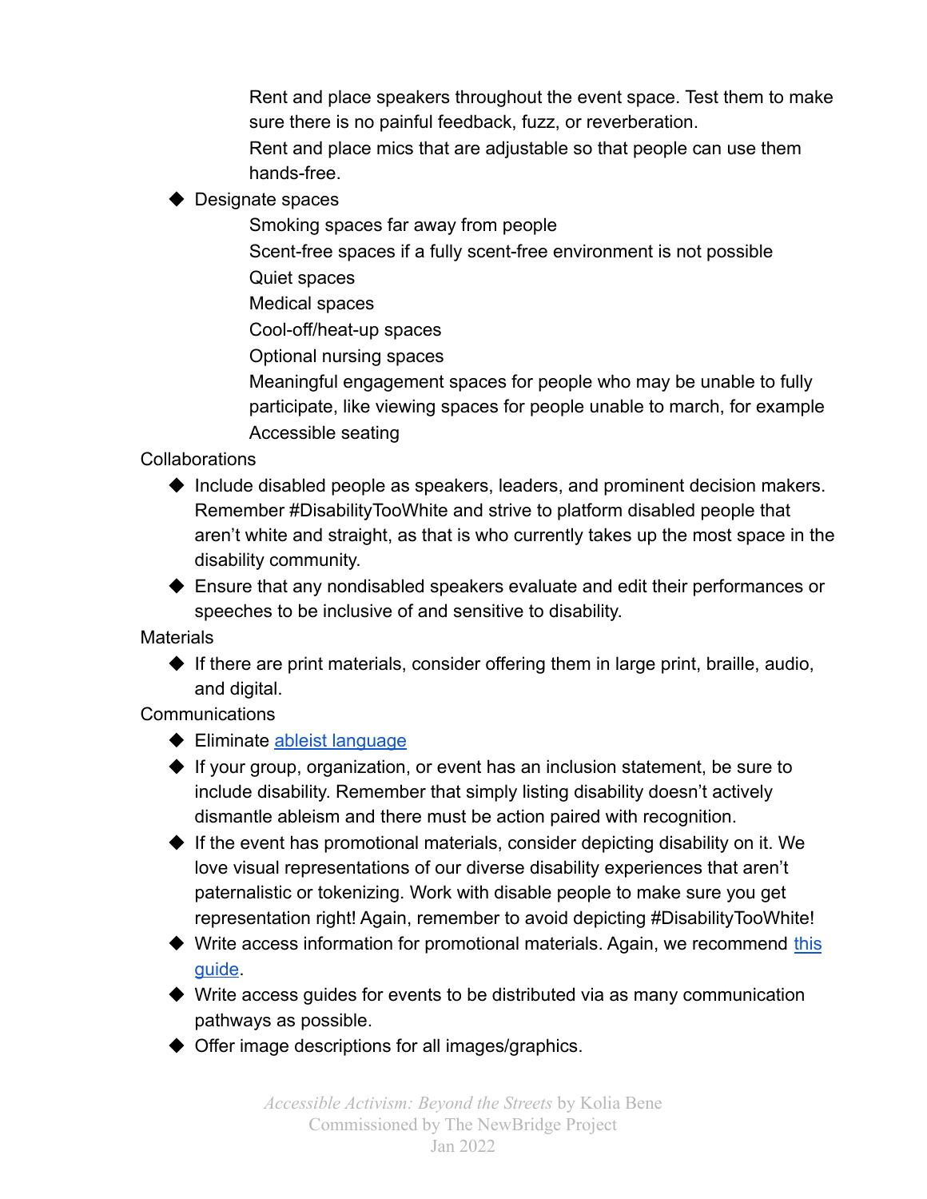Rent and place speakers throughout the event space. Test them to make sure there is no painful feedback, fuzz, or reverberation.

Rent and place mics that are adjustable so that people can use them hands-free.

- Designate spaces
  - Smoking spaces far away from people
  - Scent-free spaces if a fully scent-free environment is not possible
  - Quiet spaces
  - Medical spaces
  - Cool-off/heat-up spaces
  - Optional nursing spaces
  - Meaningful engagement spaces for people who may be unable to fully participate, like viewing spaces for people unable to march, for example
  - Accessible seating

Collaborations

- Include disabled people as speakers, leaders, and prominent decision makers. Remember #DisabilityTooWhite and strive to platform disabled people that aren't white and straight, as that is who currently takes up the most space in the disability community.
- Ensure that any nondisabled speakers evaluate and edit their performances or speeches to be inclusive of and sensitive to disability.

Materials

- If there are print materials, consider offering them in large print, braille, audio, and digital.

Communications

- Eliminate ableist language
- If your group, organization, or event has an inclusion statement, be sure to include disability. Remember that simply listing disability doesn't actively dismantle ableism and there must be action paired with recognition.
- If the event has promotional materials, consider depicting disability on it. We love visual representations of our diverse disability experiences that aren't paternalistic or tokenizing. Work with disable people to make sure you get representation right! Again, remember to avoid depicting #DisabilityTooWhite!
- Write access information for promotional materials. Again, we recommend this guide.
- Write access guides for events to be distributed via as many communication pathways as possible.
- Offer image descriptions for all images/graphics.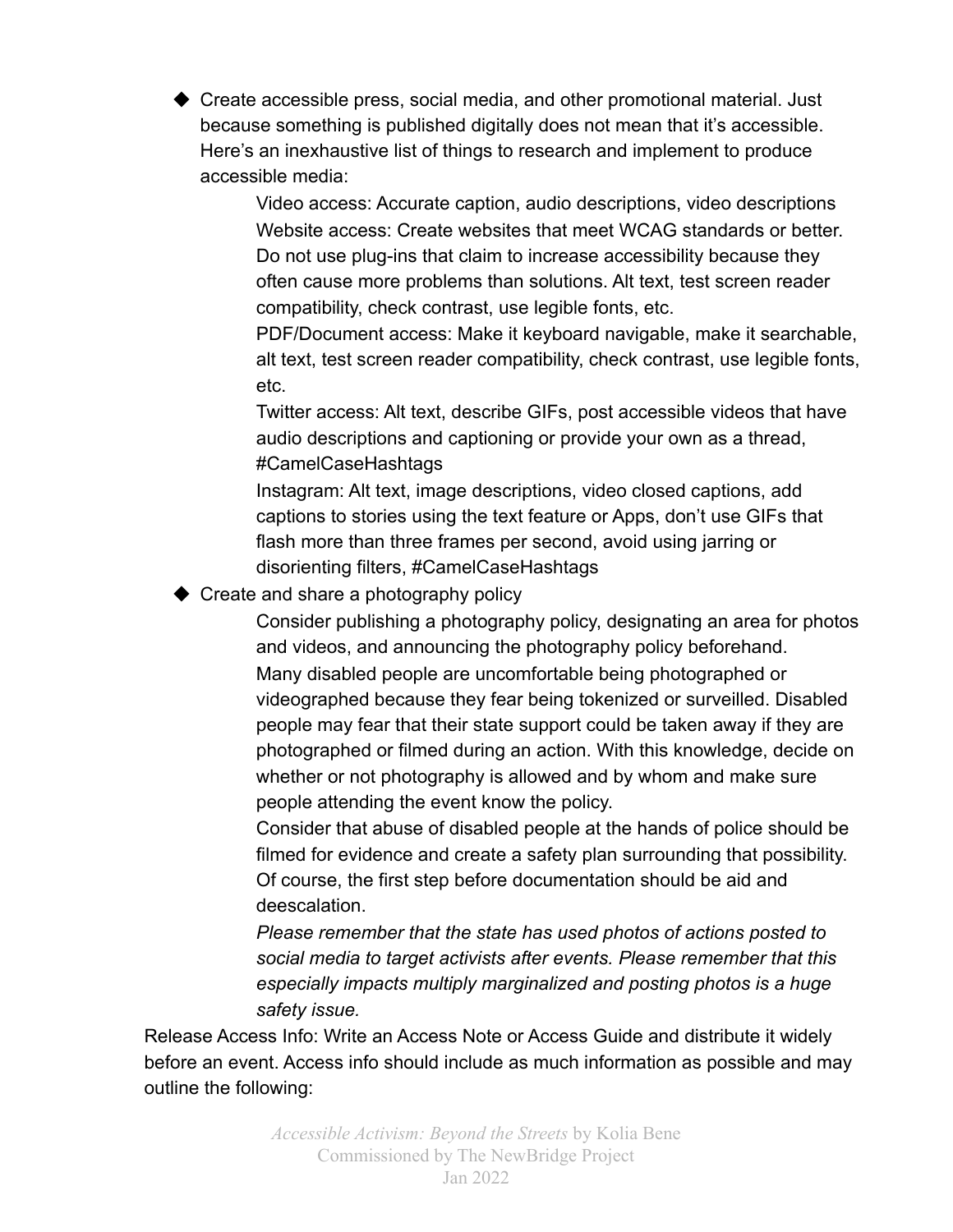- Create accessible press, social media, and other promotional material. Just because something is published digitally does not mean that it's accessible. Here's an inexhaustive list of things to research and implement to produce accessible media:

    Video access: Accurate caption, audio descriptions, video descriptions

    Website access: Create websites that meet WCAG standards or better. Do not use plug-ins that claim to increase accessibility because they often cause more problems than solutions. Alt text, test screen reader compatibility, check contrast, use legible fonts, etc.

    PDF/Document access: Make it keyboard navigable, make it searchable, alt text, test screen reader compatibility, check contrast, use legible fonts, etc.

    Twitter access: Alt text, describe GIFs, post accessible videos that have audio descriptions and captioning or provide your own as a thread, #CamelCaseHashtags

    Instagram: Alt text, image descriptions, video closed captions, add captions to stories using the text feature or Apps, don't use GIFs that flash more than three frames per second, avoid using jarring or disorienting filters, #CamelCaseHashtags

- Create and share a photography policy

    Consider publishing a photography policy, designating an area for photos and videos, and announcing the photography policy beforehand.

    Many disabled people are uncomfortable being photographed or videographed because they fear being tokenized or surveilled. Disabled people may fear that their state support could be taken away if they are photographed or filmed during an action. With this knowledge, decide on whether or not photography is allowed and by whom and make sure people attending the event know the policy.

    Consider that abuse of disabled people at the hands of police should be filmed for evidence and create a safety plan surrounding that possibility. Of course, the first step before documentation should be aid and deescalation.

    *Please remember that the state has used photos of actions posted to social media to target activists after events. Please remember that this especially impacts multiply marginalized and posting photos is a huge safety issue.*

Release Access Info: Write an Access Note or Access Guide and distribute it widely before an event. Access info should include as much information as possible and may outline the following: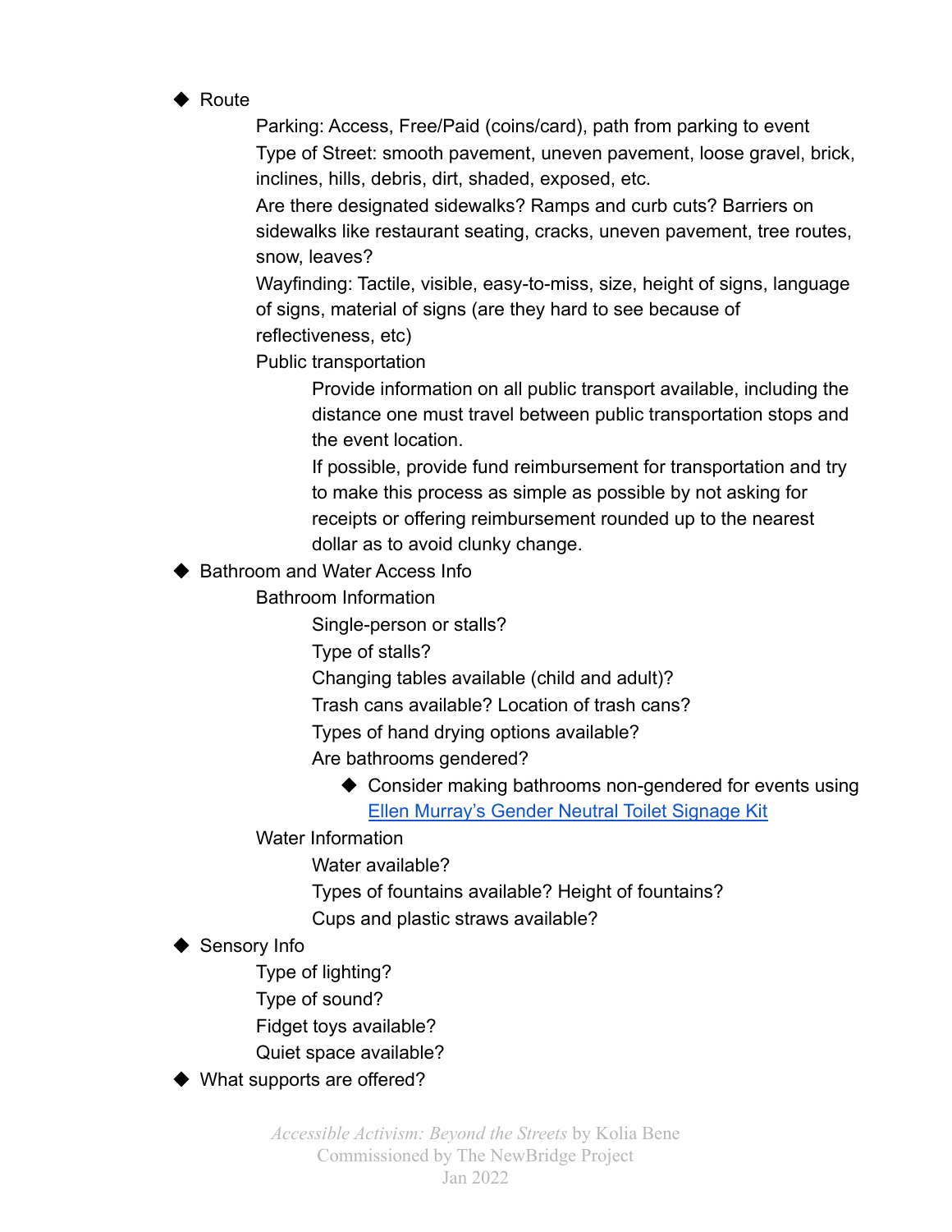- Route
    - Parking: Access, Free/Paid (coins/card), path from parking to event
    - Type of Street: smooth pavement, uneven pavement, loose gravel, brick, inclines, hills, debris, dirt, shaded, exposed, etc.
    - Are there designated sidewalks? Ramps and curb cuts? Barriers on sidewalks like restaurant seating, cracks, uneven pavement, tree routes, snow, leaves?
    - Wayfinding: Tactile, visible, easy-to-miss, size, height of signs, language of signs, material of signs (are they hard to see because of reflectiveness, etc)
    - Public transportation
        - Provide information on all public transport available, including the distance one must travel between public transportation stops and the event location.
        - If possible, provide fund reimbursement for transportation and try to make this process as simple as possible by not asking for receipts or offering reimbursement rounded up to the nearest dollar as to avoid clunky change.
- Bathroom and Water Access Info
    - Bathroom Information
        - Single-person or stalls?
        - Type of stalls?
        - Changing tables available (child and adult)?
        - Trash cans available? Location of trash cans?
        - Types of hand drying options available?
        - Are bathrooms gendered?
            - Consider making bathrooms non-gendered for events using [Ellen Murray's Gender Neutral Toilet Signage Kit]()
    - Water Information
        - Water available?
        - Types of fountains available? Height of fountains?
        - Cups and plastic straws available?
- Sensory Info
    - Type of lighting?
    - Type of sound?
    - Fidget toys available?
    - Quiet space available?
- What supports are offered?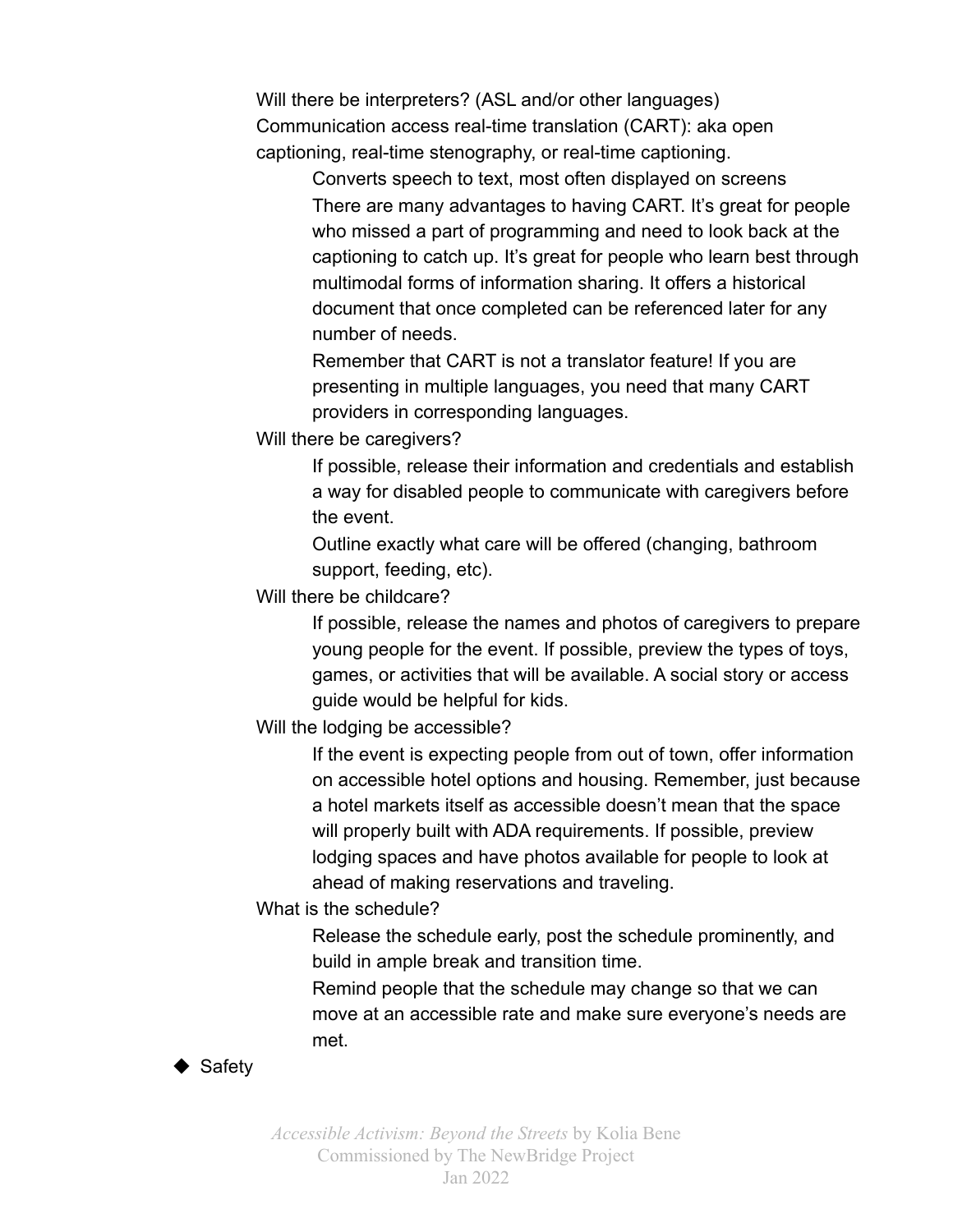- Will there be interpreters? (ASL and/or other languages)
- Communication access real-time translation (CART): aka open captioning, real-time stenography, or real-time captioning.
  - Converts speech to text, most often displayed on screens
  - There are many advantages to having CART. It's great for people who missed a part of programming and need to look back at the captioning to catch up. It's great for people who learn best through multimodal forms of information sharing. It offers a historical document that once completed can be referenced later for any number of needs.
  - Remember that CART is not a translator feature! If you are presenting in multiple languages, you need that many CART providers in corresponding languages.
- Will there be caregivers?
  - If possible, release their information and credentials and establish a way for disabled people to communicate with caregivers before the event.
  - Outline exactly what care will be offered (changing, bathroom support, feeding, etc).
- Will there be childcare?
  - If possible, release the names and photos of caregivers to prepare young people for the event. If possible, preview the types of toys, games, or activities that will be available. A social story or access guide would be helpful for kids.
- Will the lodging be accessible?
  - If the event is expecting people from out of town, offer information on accessible hotel options and housing. Remember, just because a hotel markets itself as accessible doesn't mean that the space will properly built with ADA requirements. If possible, preview lodging spaces and have photos available for people to look at ahead of making reservations and traveling.
- What is the schedule?
  - Release the schedule early, post the schedule prominently, and build in ample break and transition time.
  - Remind people that the schedule may change so that we can move at an accessible rate and make sure everyone's needs are met.

◆ Safety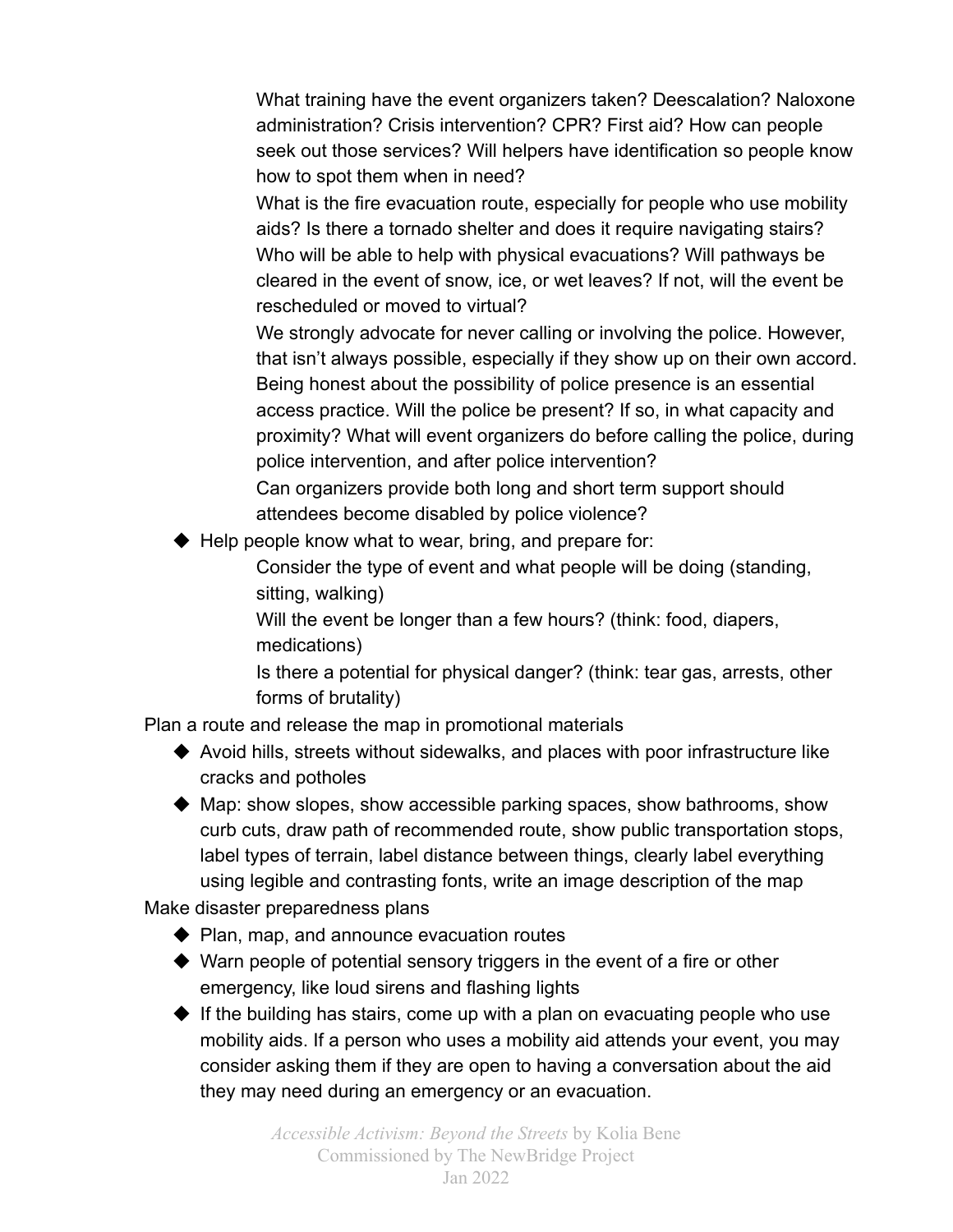What training have the event organizers taken? Deescalation? Naloxone administration? Crisis intervention? CPR? First aid? How can people seek out those services? Will helpers have identification so people know how to spot them when in need?

What is the fire evacuation route, especially for people who use mobility aids? Is there a tornado shelter and does it require navigating stairs? Who will be able to help with physical evacuations? Will pathways be cleared in the event of snow, ice, or wet leaves? If not, will the event be rescheduled or moved to virtual?

We strongly advocate for never calling or involving the police. However, that isn't always possible, especially if they show up on their own accord. Being honest about the possibility of police presence is an essential access practice. Will the police be present? If so, in what capacity and proximity? What will event organizers do before calling the police, during police intervention, and after police intervention?

Can organizers provide both long and short term support should attendees become disabled by police violence?

- Help people know what to wear, bring, and prepare for:

  Consider the type of event and what people will be doing (standing, sitting, walking)

  Will the event be longer than a few hours? (think: food, diapers, medications)

  Is there a potential for physical danger? (think: tear gas, arrests, other forms of brutality)

Plan a route and release the map in promotional materials

- Avoid hills, streets without sidewalks, and places with poor infrastructure like cracks and potholes
- Map: show slopes, show accessible parking spaces, show bathrooms, show curb cuts, draw path of recommended route, show public transportation stops, label types of terrain, label distance between things, clearly label everything using legible and contrasting fonts, write an image description of the map

Make disaster preparedness plans

- Plan, map, and announce evacuation routes
- Warn people of potential sensory triggers in the event of a fire or other emergency, like loud sirens and flashing lights
- If the building has stairs, come up with a plan on evacuating people who use mobility aids. If a person who uses a mobility aid attends your event, you may consider asking them if they are open to having a conversation about the aid they may need during an emergency or an evacuation.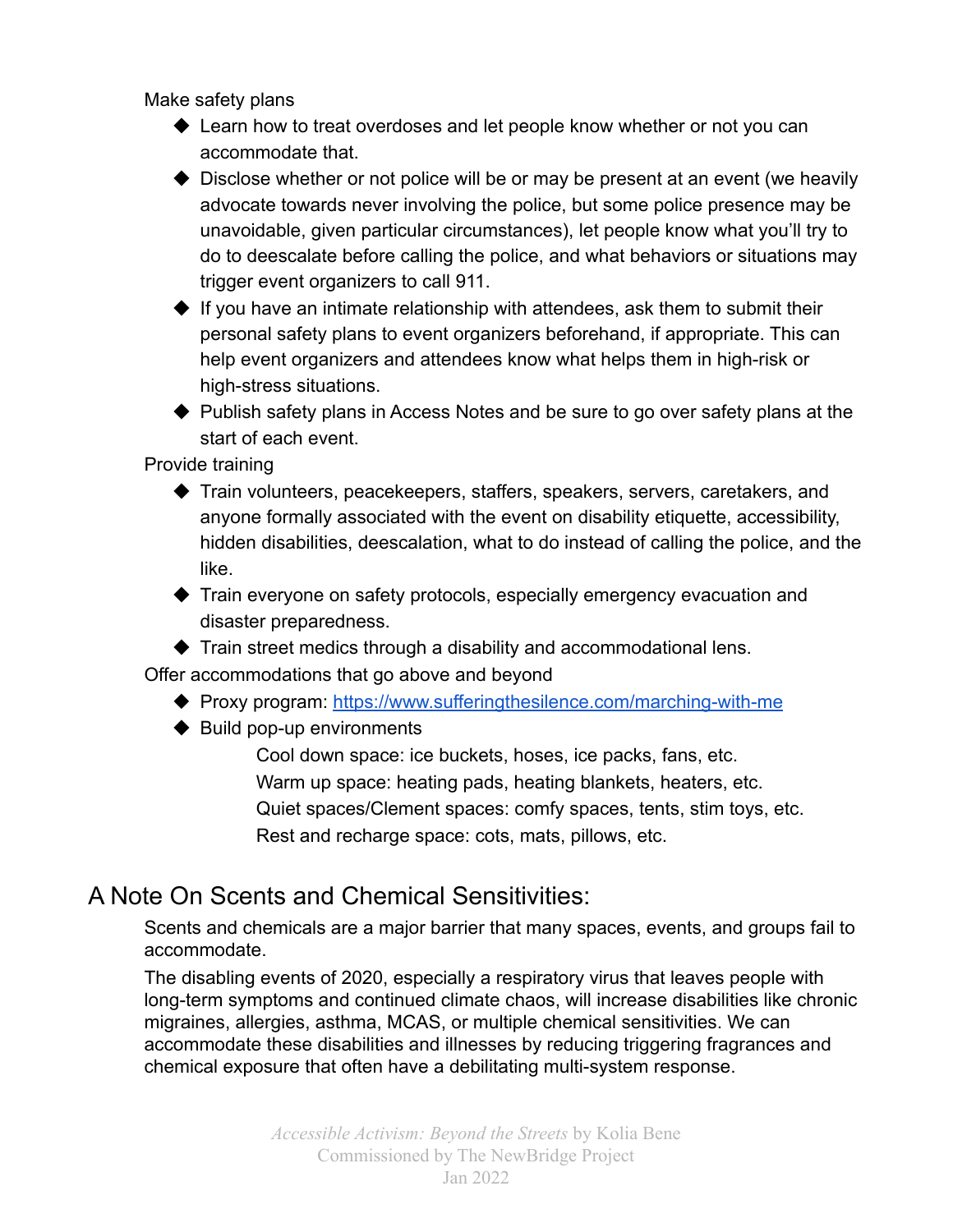Make safety plans

- Learn how to treat overdoses and let people know whether or not you can accommodate that.
- Disclose whether or not police will be or may be present at an event (we heavily advocate towards never involving the police, but some police presence may be unavoidable, given particular circumstances), let people know what you'll try to do to deescalate before calling the police, and what behaviors or situations may trigger event organizers to call 911.
- If you have an intimate relationship with attendees, ask them to submit their personal safety plans to event organizers beforehand, if appropriate. This can help event organizers and attendees know what helps them in high-risk or high-stress situations.
- Publish safety plans in Access Notes and be sure to go over safety plans at the start of each event.

Provide training

- Train volunteers, peacekeepers, staffers, speakers, servers, caretakers, and anyone formally associated with the event on disability etiquette, accessibility, hidden disabilities, deescalation, what to do instead of calling the police, and the like.
- Train everyone on safety protocols, especially emergency evacuation and disaster preparedness.
- Train street medics through a disability and accommodational lens.

Offer accommodations that go above and beyond

- Proxy program: https://www.sufferingthesilence.com/marching-with-me
- Build pop-up environments

    Cool down space: ice buckets, hoses, ice packs, fans, etc.

    Warm up space: heating pads, heating blankets, heaters, etc.

    Quiet spaces/Clement spaces: comfy spaces, tents, stim toys, etc.

    Rest and recharge space: cots, mats, pillows, etc.

## A Note On Scents and Chemical Sensitivities:

Scents and chemicals are a major barrier that many spaces, events, and groups fail to accommodate.

The disabling events of 2020, especially a respiratory virus that leaves people with long-term symptoms and continued climate chaos, will increase disabilities like chronic migraines, allergies, asthma, MCAS, or multiple chemical sensitivities. We can accommodate these disabilities and illnesses by reducing triggering fragrances and chemical exposure that often have a debilitating multi-system response.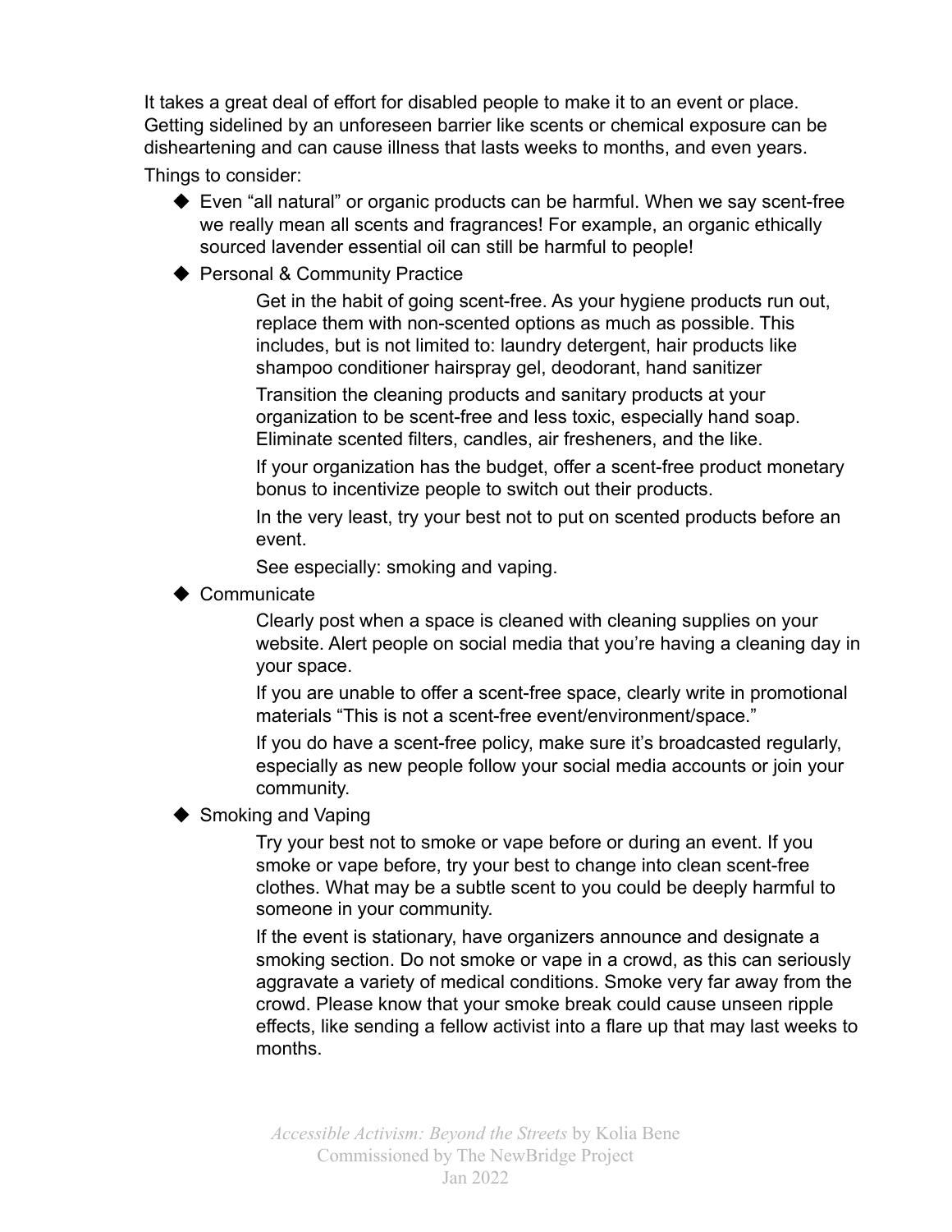It takes a great deal of effort for disabled people to make it to an event or place. Getting sidelined by an unforeseen barrier like scents or chemical exposure can be disheartening and can cause illness that lasts weeks to months, and even years.

Things to consider:

- Even "all natural" or organic products can be harmful. When we say scent-free we really mean all scents and fragrances! For example, an organic ethically sourced lavender essential oil can still be harmful to people!
- Personal & Community Practice

    Get in the habit of going scent-free. As your hygiene products run out, replace them with non-scented options as much as possible. This includes, but is not limited to: laundry detergent, hair products like shampoo conditioner hairspray gel, deodorant, hand sanitizer

    Transition the cleaning products and sanitary products at your organization to be scent-free and less toxic, especially hand soap. Eliminate scented filters, candles, air fresheners, and the like.

    If your organization has the budget, offer a scent-free product monetary bonus to incentivize people to switch out their products.

    In the very least, try your best not to put on scented products before an event.

    See especially: smoking and vaping.

- Communicate

    Clearly post when a space is cleaned with cleaning supplies on your website. Alert people on social media that you're having a cleaning day in your space.

    If you are unable to offer a scent-free space, clearly write in promotional materials "This is not a scent-free event/environment/space."

    If you do have a scent-free policy, make sure it's broadcasted regularly, especially as new people follow your social media accounts or join your community.

- Smoking and Vaping

    Try your best not to smoke or vape before or during an event. If you smoke or vape before, try your best to change into clean scent-free clothes. What may be a subtle scent to you could be deeply harmful to someone in your community.

    If the event is stationary, have organizers announce and designate a smoking section. Do not smoke or vape in a crowd, as this can seriously aggravate a variety of medical conditions. Smoke very far away from the crowd. Please know that your smoke break could cause unseen ripple effects, like sending a fellow activist into a flare up that may last weeks to months.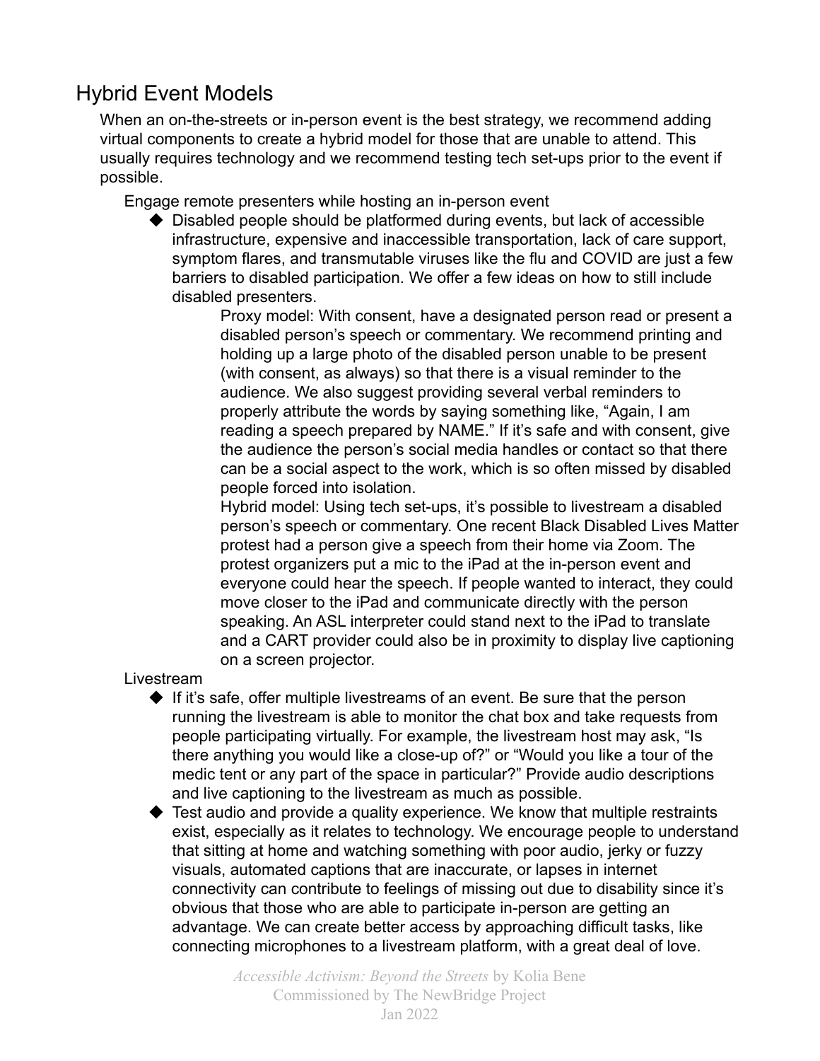## Hybrid Event Models

When an on-the-streets or in-person event is the best strategy, we recommend adding virtual components to create a hybrid model for those that are unable to attend. This usually requires technology and we recommend testing tech set-ups prior to the event if possible.

### Engage remote presenters while hosting an in-person event

- Disabled people should be platformed during events, but lack of accessible infrastructure, expensive and inaccessible transportation, lack of care support, symptom flares, and transmutable viruses like the flu and COVID are just a few barriers to disabled participation. We offer a few ideas on how to still include disabled presenters.
  - Proxy model: With consent, have a designated person read or present a disabled person's speech or commentary. We recommend printing and holding up a large photo of the disabled person unable to be present (with consent, as always) so that there is a visual reminder to the audience. We also suggest providing several verbal reminders to properly attribute the words by saying something like, "Again, I am reading a speech prepared by NAME." If it's safe and with consent, give the audience the person's social media handles or contact so that there can be a social aspect to the work, which is so often missed by disabled people forced into isolation.
  - Hybrid model: Using tech set-ups, it's possible to livestream a disabled person's speech or commentary. One recent Black Disabled Lives Matter protest had a person give a speech from their home via Zoom. The protest organizers put a mic to the iPad at the in-person event and everyone could hear the speech. If people wanted to interact, they could move closer to the iPad and communicate directly with the person speaking. An ASL interpreter could stand next to the iPad to translate and a CART provider could also be in proximity to display live captioning on a screen projector.

### Livestream

- If it's safe, offer multiple livestreams of an event. Be sure that the person running the livestream is able to monitor the chat box and take requests from people participating virtually. For example, the livestream host may ask, "Is there anything you would like a close-up of?" or "Would you like a tour of the medic tent or any part of the space in particular?" Provide audio descriptions and live captioning to the livestream as much as possible.
- Test audio and provide a quality experience. We know that multiple restraints exist, especially as it relates to technology. We encourage people to understand that sitting at home and watching something with poor audio, jerky or fuzzy visuals, automated captions that are inaccurate, or lapses in internet connectivity can contribute to feelings of missing out due to disability since it's obvious that those who are able to participate in-person are getting an advantage. We can create better access by approaching difficult tasks, like connecting microphones to a livestream platform, with a great deal of love.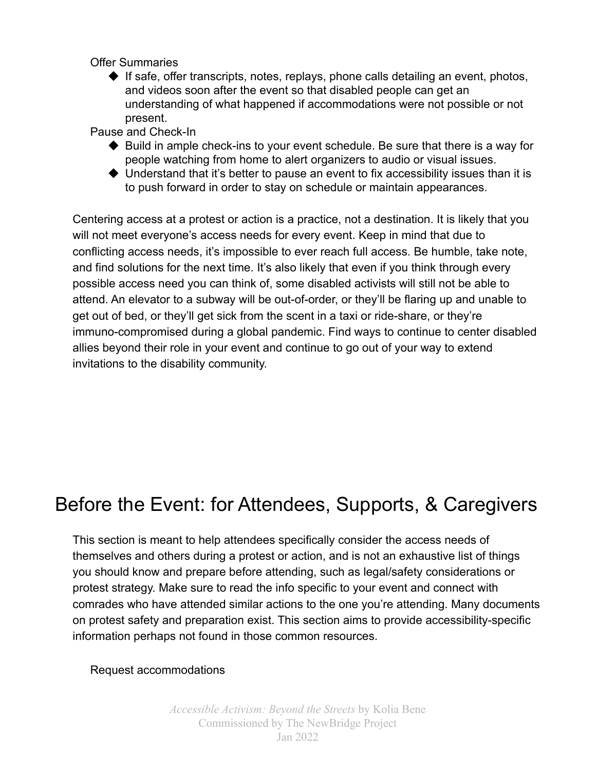Offer Summaries

- If safe, offer transcripts, notes, replays, phone calls detailing an event, photos, and videos soon after the event so that disabled people can get an understanding of what happened if accommodations were not possible or not present.

Pause and Check-In

- Build in ample check-ins to your event schedule. Be sure that there is a way for people watching from home to alert organizers to audio or visual issues.
- Understand that it's better to pause an event to fix accessibility issues than it is to push forward in order to stay on schedule or maintain appearances.

Centering access at a protest or action is a practice, not a destination. It is likely that you will not meet everyone's access needs for every event. Keep in mind that due to conflicting access needs, it's impossible to ever reach full access. Be humble, take note, and find solutions for the next time. It's also likely that even if you think through every possible access need you can think of, some disabled activists will still not be able to attend. An elevator to a subway will be out-of-order, or they'll be flaring up and unable to get out of bed, or they'll get sick from the scent in a taxi or ride-share, or they're immuno-compromised during a global pandemic. Find ways to continue to center disabled allies beyond their role in your event and continue to go out of your way to extend invitations to the disability community.

# Before the Event: for Attendees, Supports, & Caregivers

This section is meant to help attendees specifically consider the access needs of themselves and others during a protest or action, and is not an exhaustive list of things you should know and prepare before attending, such as legal/safety considerations or protest strategy. Make sure to read the info specific to your event and connect with comrades who have attended similar actions to the one you're attending. Many documents on protest safety and preparation exist. This section aims to provide accessibility-specific information perhaps not found in those common resources.

Request accommodations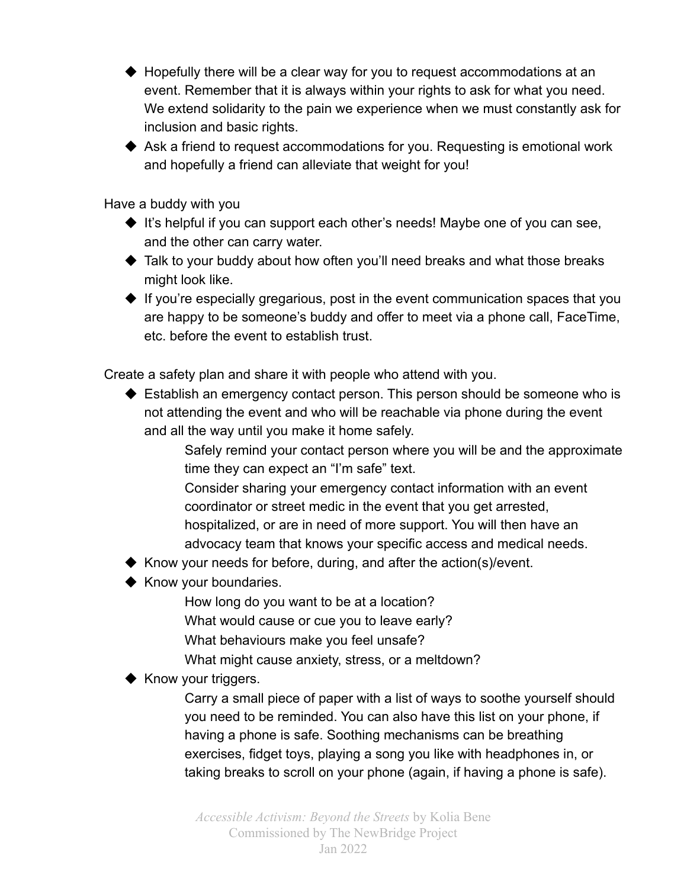- Hopefully there will be a clear way for you to request accommodations at an event. Remember that it is always within your rights to ask for what you need. We extend solidarity to the pain we experience when we must constantly ask for inclusion and basic rights.
- Ask a friend to request accommodations for you. Requesting is emotional work and hopefully a friend can alleviate that weight for you!

Have a buddy with you

- It's helpful if you can support each other's needs! Maybe one of you can see, and the other can carry water.
- Talk to your buddy about how often you'll need breaks and what those breaks might look like.
- If you're especially gregarious, post in the event communication spaces that you are happy to be someone's buddy and offer to meet via a phone call, FaceTime, etc. before the event to establish trust.

Create a safety plan and share it with people who attend with you.

- Establish an emergency contact person. This person should be someone who is not attending the event and who will be reachable via phone during the event and all the way until you make it home safely.
  - Safely remind your contact person where you will be and the approximate time they can expect an "I'm safe" text.
  - Consider sharing your emergency contact information with an event coordinator or street medic in the event that you get arrested, hospitalized, or are in need of more support. You will then have an advocacy team that knows your specific access and medical needs.
- Know your needs for before, during, and after the action(s)/event.
- Know your boundaries.
  - How long do you want to be at a location?
  - What would cause or cue you to leave early?
  - What behaviours make you feel unsafe?
  - What might cause anxiety, stress, or a meltdown?
- Know your triggers.
  - Carry a small piece of paper with a list of ways to soothe yourself should you need to be reminded. You can also have this list on your phone, if having a phone is safe. Soothing mechanisms can be breathing exercises, fidget toys, playing a song you like with headphones in, or taking breaks to scroll on your phone (again, if having a phone is safe).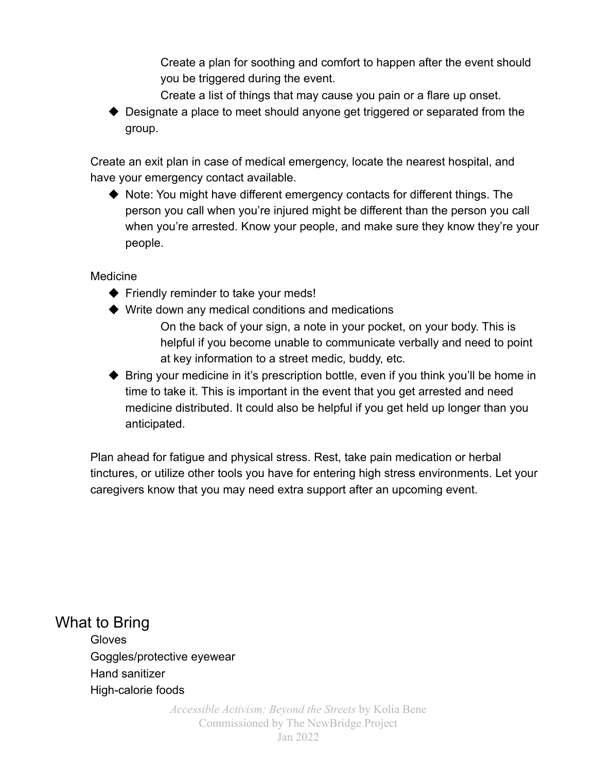Create a plan for soothing and comfort to happen after the event should you be triggered during the event.

Create a list of things that may cause you pain or a flare up onset.

- Designate a place to meet should anyone get triggered or separated from the group.

Create an exit plan in case of medical emergency, locate the nearest hospital, and have your emergency contact available.

- Note: You might have different emergency contacts for different things. The person you call when you're injured might be different than the person you call when you're arrested. Know your people, and make sure they know they're your people.

Medicine

- Friendly reminder to take your meds!
- Write down any medical conditions and medications

  On the back of your sign, a note in your pocket, on your body. This is helpful if you become unable to communicate verbally and need to point at key information to a street medic, buddy, etc.
- Bring your medicine in it's prescription bottle, even if you think you'll be home in time to take it. This is important in the event that you get arrested and need medicine distributed. It could also be helpful if you get held up longer than you anticipated.

Plan ahead for fatigue and physical stress. Rest, take pain medication or herbal tinctures, or utilize other tools you have for entering high stress environments. Let your caregivers know that you may need extra support after an upcoming event.

## What to Bring

Gloves

Goggles/protective eyewear

Hand sanitizer

High-calorie foods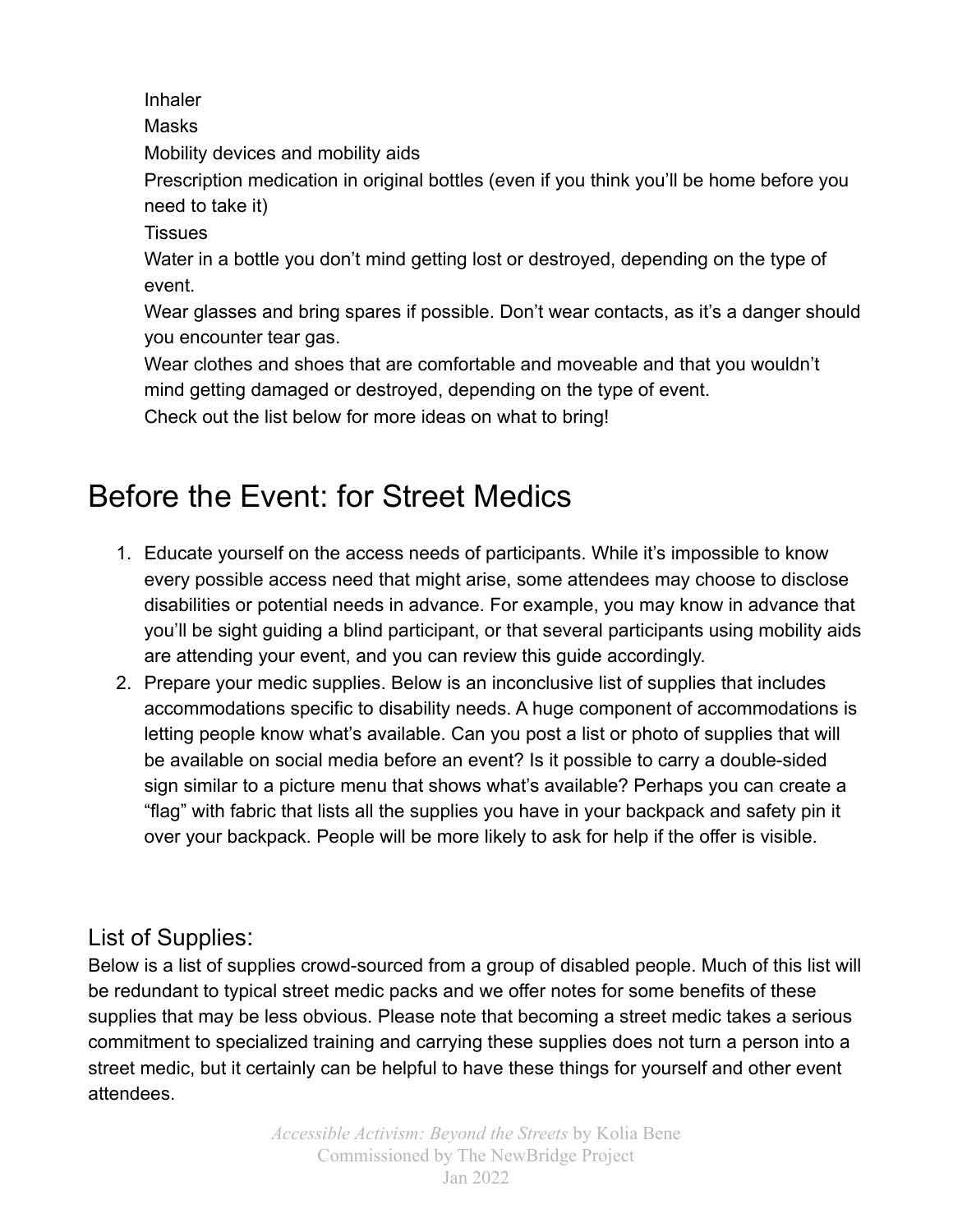Inhaler

Masks

Mobility devices and mobility aids

Prescription medication in original bottles (even if you think you'll be home before you need to take it)

Tissues

Water in a bottle you don't mind getting lost or destroyed, depending on the type of event.

Wear glasses and bring spares if possible. Don't wear contacts, as it's a danger should you encounter tear gas.

Wear clothes and shoes that are comfortable and moveable and that you wouldn't mind getting damaged or destroyed, depending on the type of event.

Check out the list below for more ideas on what to bring!

# Before the Event: for Street Medics

1. Educate yourself on the access needs of participants. While it's impossible to know every possible access need that might arise, some attendees may choose to disclose disabilities or potential needs in advance. For example, you may know in advance that you'll be sight guiding a blind participant, or that several participants using mobility aids are attending your event, and you can review this guide accordingly.
2. Prepare your medic supplies. Below is an inconclusive list of supplies that includes accommodations specific to disability needs. A huge component of accommodations is letting people know what's available. Can you post a list or photo of supplies that will be available on social media before an event? Is it possible to carry a double-sided sign similar to a picture menu that shows what's available? Perhaps you can create a "flag" with fabric that lists all the supplies you have in your backpack and safety pin it over your backpack. People will be more likely to ask for help if the offer is visible.

## List of Supplies:

Below is a list of supplies crowd-sourced from a group of disabled people. Much of this list will be redundant to typical street medic packs and we offer notes for some benefits of these supplies that may be less obvious. Please note that becoming a street medic takes a serious commitment to specialized training and carrying these supplies does not turn a person into a street medic, but it certainly can be helpful to have these things for yourself and other event attendees.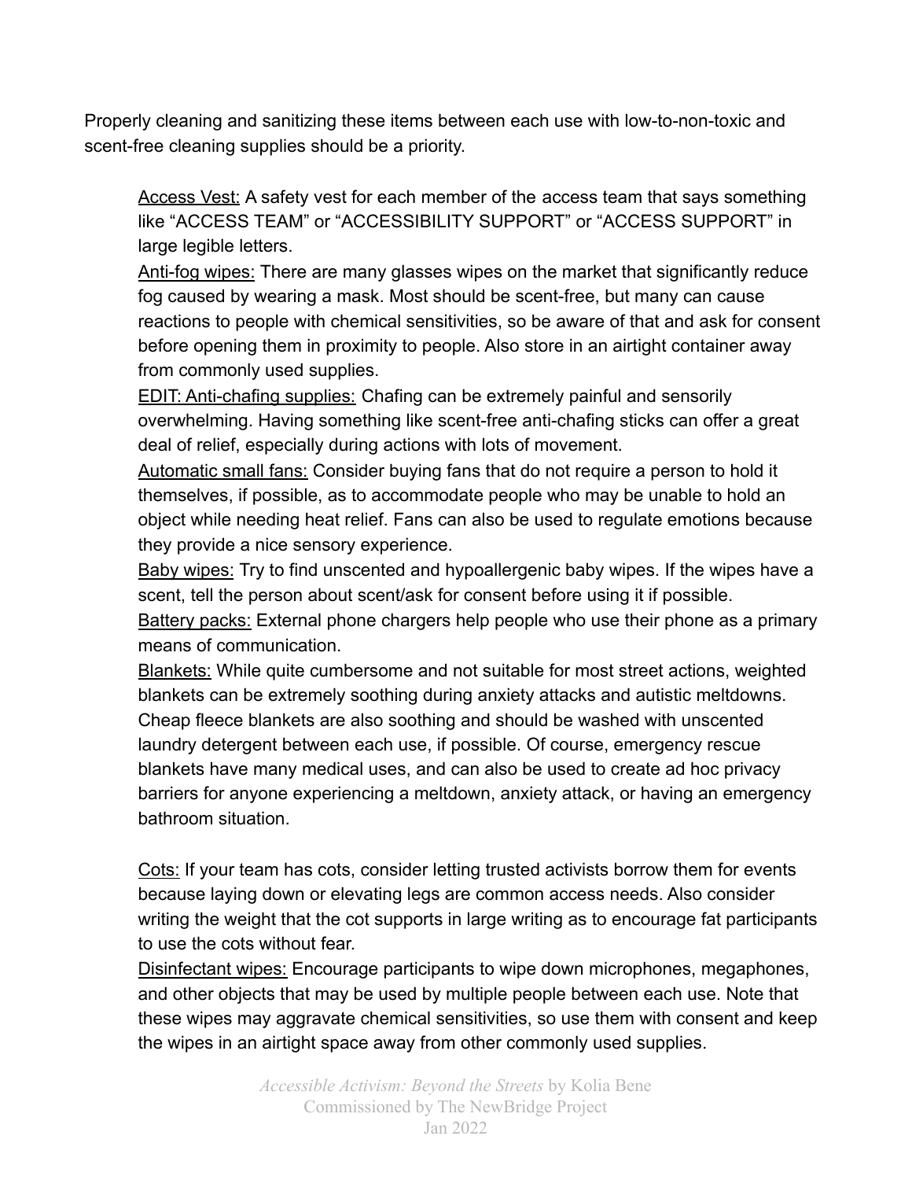Properly cleaning and sanitizing these items between each use with low-to-non-toxic and scent-free cleaning supplies should be a priority.

<u>Access Vest:</u> A safety vest for each member of the access team that says something like "ACCESS TEAM" or "ACCESSIBILITY SUPPORT" or "ACCESS SUPPORT" in large legible letters.

<u>Anti-fog wipes:</u> There are many glasses wipes on the market that significantly reduce fog caused by wearing a mask. Most should be scent-free, but many can cause reactions to people with chemical sensitivities, so be aware of that and ask for consent before opening them in proximity to people. Also store in an airtight container away from commonly used supplies.

<u>EDIT: Anti-chafing supplies:</u> Chafing can be extremely painful and sensorily overwhelming. Having something like scent-free anti-chafing sticks can offer a great deal of relief, especially during actions with lots of movement.

<u>Automatic small fans:</u> Consider buying fans that do not require a person to hold it themselves, if possible, as to accommodate people who may be unable to hold an object while needing heat relief. Fans can also be used to regulate emotions because they provide a nice sensory experience.

<u>Baby wipes:</u> Try to find unscented and hypoallergenic baby wipes. If the wipes have a scent, tell the person about scent/ask for consent before using it if possible.

<u>Battery packs:</u> External phone chargers help people who use their phone as a primary means of communication.

<u>Blankets:</u> While quite cumbersome and not suitable for most street actions, weighted blankets can be extremely soothing during anxiety attacks and autistic meltdowns. Cheap fleece blankets are also soothing and should be washed with unscented laundry detergent between each use, if possible. Of course, emergency rescue blankets have many medical uses, and can also be used to create ad hoc privacy barriers for anyone experiencing a meltdown, anxiety attack, or having an emergency bathroom situation.

<u>Cots:</u> If your team has cots, consider letting trusted activists borrow them for events because laying down or elevating legs are common access needs. Also consider writing the weight that the cot supports in large writing as to encourage fat participants to use the cots without fear.

<u>Disinfectant wipes:</u> Encourage participants to wipe down microphones, megaphones, and other objects that may be used by multiple people between each use. Note that these wipes may aggravate chemical sensitivities, so use them with consent and keep the wipes in an airtight space away from other commonly used supplies.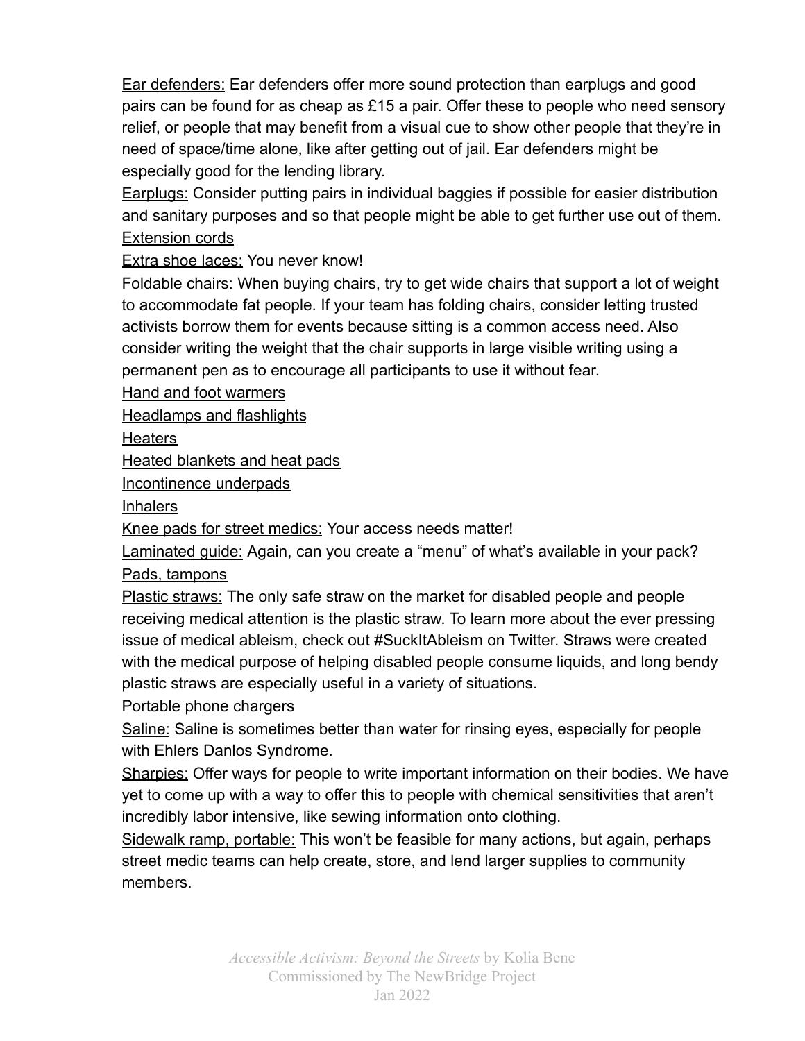<u>Ear defenders:</u> Ear defenders offer more sound protection than earplugs and good pairs can be found for as cheap as £15 a pair. Offer these to people who need sensory relief, or people that may benefit from a visual cue to show other people that they're in need of space/time alone, like after getting out of jail. Ear defenders might be especially good for the lending library.

<u>Earplugs:</u> Consider putting pairs in individual baggies if possible for easier distribution and sanitary purposes and so that people might be able to get further use out of them.

<u>Extension cords</u>

<u>Extra shoe laces:</u> You never know!

<u>Foldable chairs:</u> When buying chairs, try to get wide chairs that support a lot of weight to accommodate fat people. If your team has folding chairs, consider letting trusted activists borrow them for events because sitting is a common access need. Also consider writing the weight that the chair supports in large visible writing using a permanent pen as to encourage all participants to use it without fear.

<u>Hand and foot warmers</u>

<u>Headlamps and flashlights</u>

<u>Heaters</u>

<u>Heated blankets and heat pads</u>

<u>Incontinence underpads</u>

<u>Inhalers</u>

<u>Knee pads for street medics:</u> Your access needs matter!

<u>Laminated guide:</u> Again, can you create a "menu" of what's available in your pack?

<u>Pads, tampons</u>

<u>Plastic straws:</u> The only safe straw on the market for disabled people and people receiving medical attention is the plastic straw. To learn more about the ever pressing issue of medical ableism, check out #SuckItAbleism on Twitter. Straws were created with the medical purpose of helping disabled people consume liquids, and long bendy plastic straws are especially useful in a variety of situations.

<u>Portable phone chargers</u>

<u>Saline:</u> Saline is sometimes better than water for rinsing eyes, especially for people with Ehlers Danlos Syndrome.

<u>Sharpies:</u> Offer ways for people to write important information on their bodies. We have yet to come up with a way to offer this to people with chemical sensitivities that aren't incredibly labor intensive, like sewing information onto clothing.

<u>Sidewalk ramp, portable:</u> This won't be feasible for many actions, but again, perhaps street medic teams can help create, store, and lend larger supplies to community members.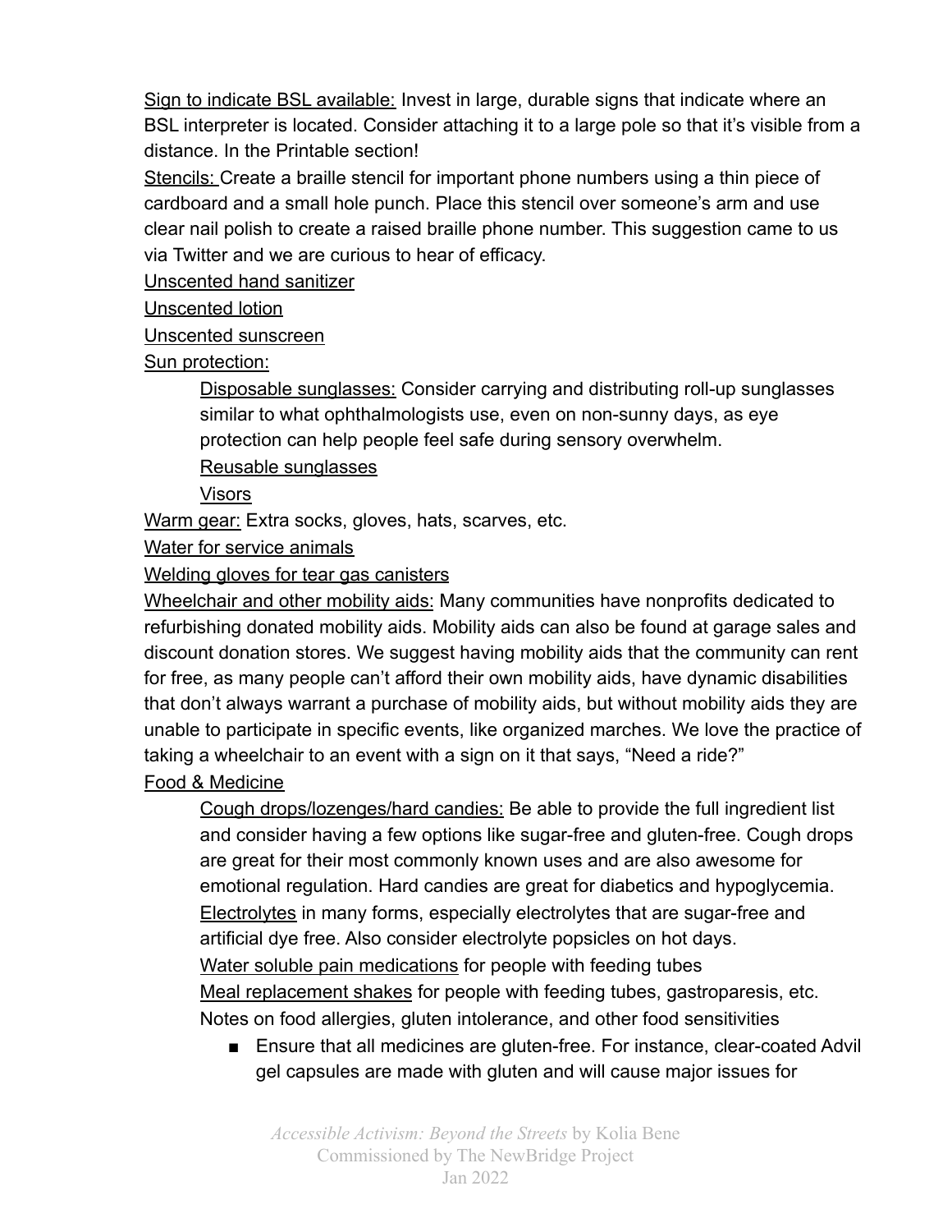Sign to indicate BSL available: Invest in large, durable signs that indicate where an BSL interpreter is located. Consider attaching it to a large pole so that it's visible from a distance. In the Printable section!

Stencils: Create a braille stencil for important phone numbers using a thin piece of cardboard and a small hole punch. Place this stencil over someone's arm and use clear nail polish to create a raised braille phone number. This suggestion came to us via Twitter and we are curious to hear of efficacy.

Unscented hand sanitizer

Unscented lotion

Unscented sunscreen

Sun protection:

- Disposable sunglasses: Consider carrying and distributing roll-up sunglasses similar to what ophthalmologists use, even on non-sunny days, as eye protection can help people feel safe during sensory overwhelm.
- Reusable sunglasses
- Visors

Warm gear: Extra socks, gloves, hats, scarves, etc.

Water for service animals

Welding gloves for tear gas canisters

Wheelchair and other mobility aids: Many communities have nonprofits dedicated to refurbishing donated mobility aids. Mobility aids can also be found at garage sales and discount donation stores. We suggest having mobility aids that the community can rent for free, as many people can't afford their own mobility aids, have dynamic disabilities that don't always warrant a purchase of mobility aids, but without mobility aids they are unable to participate in specific events, like organized marches. We love the practice of taking a wheelchair to an event with a sign on it that says, "Need a ride?"

Food & Medicine

- Cough drops/lozenges/hard candies: Be able to provide the full ingredient list and consider having a few options like sugar-free and gluten-free. Cough drops are great for their most commonly known uses and are also awesome for emotional regulation. Hard candies are great for diabetics and hypoglycemia.
- Electrolytes in many forms, especially electrolytes that are sugar-free and artificial dye free. Also consider electrolyte popsicles on hot days.
- Water soluble pain medications for people with feeding tubes
- Meal replacement shakes for people with feeding tubes, gastroparesis, etc.
- Notes on food allergies, gluten intolerance, and other food sensitivities
    - Ensure that all medicines are gluten-free. For instance, clear-coated Advil gel capsules are made with gluten and will cause major issues for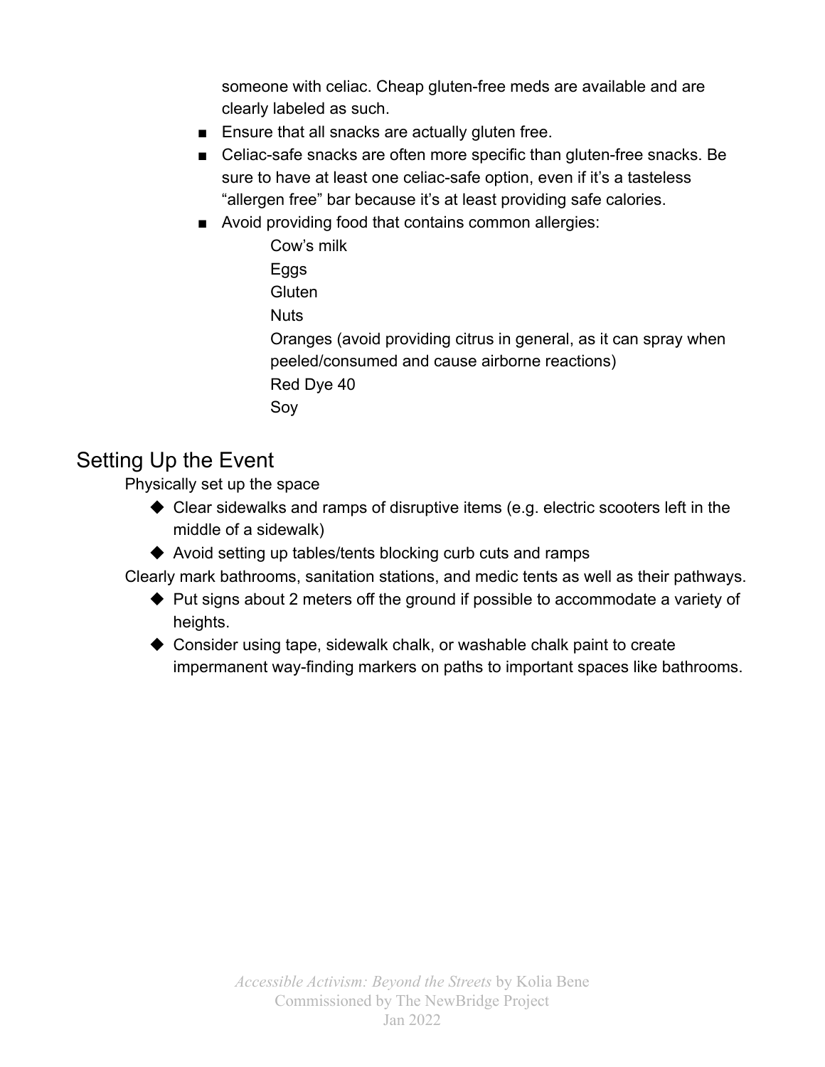someone with celiac. Cheap gluten-free meds are available and are clearly labeled as such.

- Ensure that all snacks are actually gluten free.
- Celiac-safe snacks are often more specific than gluten-free snacks. Be sure to have at least one celiac-safe option, even if it's a tasteless "allergen free" bar because it's at least providing safe calories.
- Avoid providing food that contains common allergies:
  - Cow's milk
  - Eggs
  - Gluten
  - Nuts
  - Oranges (avoid providing citrus in general, as it can spray when peeled/consumed and cause airborne reactions)
  - Red Dye 40
  - Soy

## Setting Up the Event

Physically set up the space

- Clear sidewalks and ramps of disruptive items (e.g. electric scooters left in the middle of a sidewalk)
- Avoid setting up tables/tents blocking curb cuts and ramps

Clearly mark bathrooms, sanitation stations, and medic tents as well as their pathways.

- Put signs about 2 meters off the ground if possible to accommodate a variety of heights.
- Consider using tape, sidewalk chalk, or washable chalk paint to create impermanent way-finding markers on paths to important spaces like bathrooms.